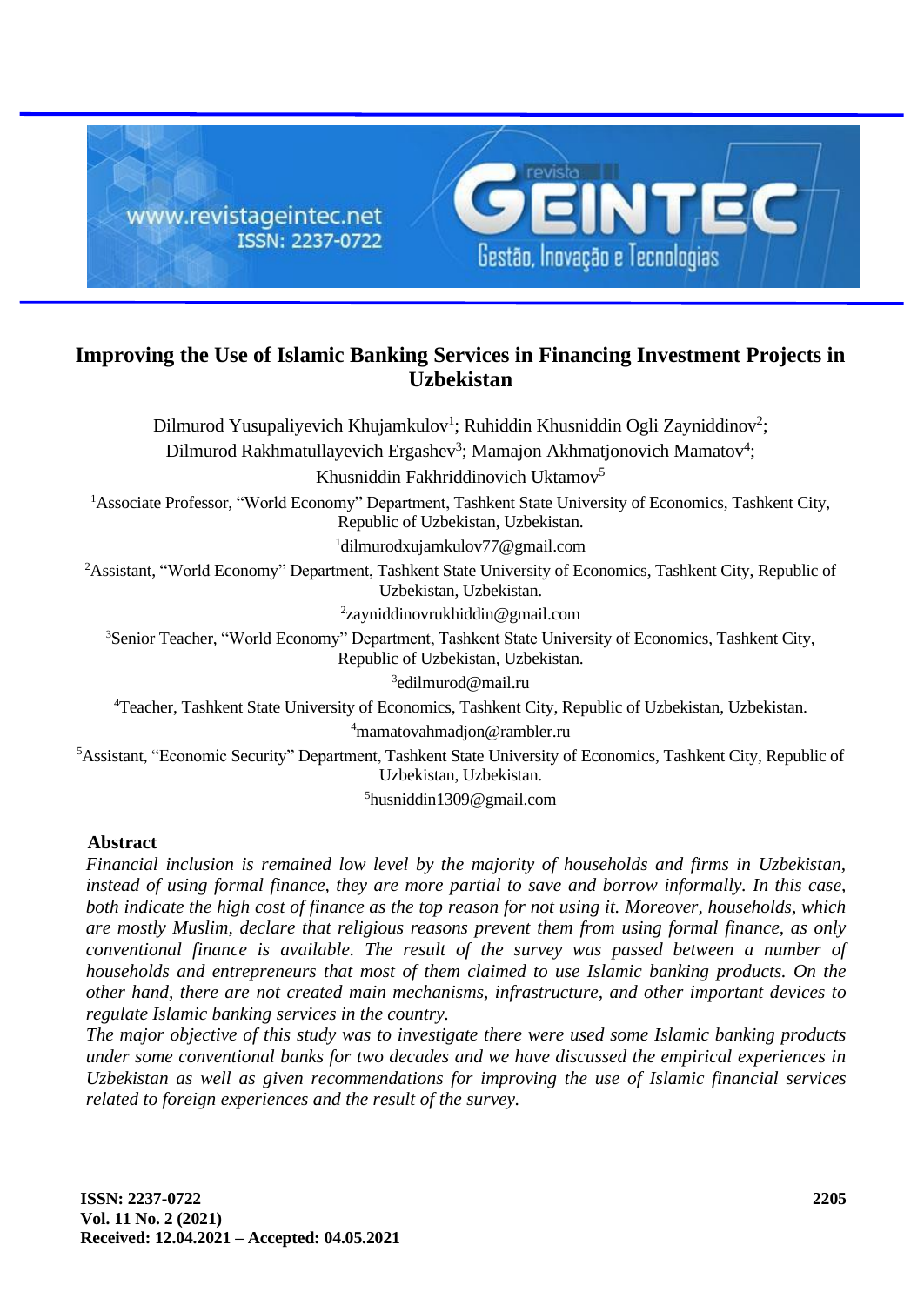# Improving the Use of Islamic Banking Services in Financing Investment Projects in Uzbekistan

Dilmurod Yusupaliyevich Khujamkulov[1]; Ruhiddin Khusniddin Ogli Zayniddinov[2];
Dilmurod Rakhmatullayevich Ergashev[3]; Mamajon Akhmatjonovich Mamatov[4];
Khusniddin Fakhriddinovich Uktamov[5]

[1]Associate Professor, "World Economy" Department, Tashkent State University of Economics, Tashkent City, Republic of Uzbekistan, Uzbekistan.
[1]dilmurodxujamkulov77@gmail.com

[2]Assistant, "World Economy" Department, Tashkent State University of Economics, Tashkent City, Republic of Uzbekistan, Uzbekistan.
[2]zayniddinovrukhiddin@gmail.com

[3]Senior Teacher, "World Economy" Department, Tashkent State University of Economics, Tashkent City, Republic of Uzbekistan, Uzbekistan.
[3]edilmurod@mail.ru

[4]Teacher, Tashkent State University of Economics, Tashkent City, Republic of Uzbekistan, Uzbekistan.
[4]mamatovahmadjon@rambler.ru

[5]Assistant, "Economic Security" Department, Tashkent State University of Economics, Tashkent City, Republic of Uzbekistan, Uzbekistan.
[5]husniddin1309@gmail.com

## Abstract

*Financial inclusion is remained low level by the majority of households and firms in Uzbekistan, instead of using formal finance, they are more partial to save and borrow informally. In this case, both indicate the high cost of finance as the top reason for not using it. Moreover, households, which are mostly Muslim, declare that religious reasons prevent them from using formal finance, as only conventional finance is available. The result of the survey was passed between a number of households and entrepreneurs that most of them claimed to use Islamic banking products. On the other hand, there are not created main mechanisms, infrastructure, and other important devices to regulate Islamic banking services in the country.*

*The major objective of this study was to investigate there were used some Islamic banking products under some conventional banks for two decades and we have discussed the empirical experiences in Uzbekistan as well as given recommendations for improving the use of Islamic financial services related to foreign experiences and the result of the survey.*

**Received: 12.04.2021 – Accepted: 04.05.2021**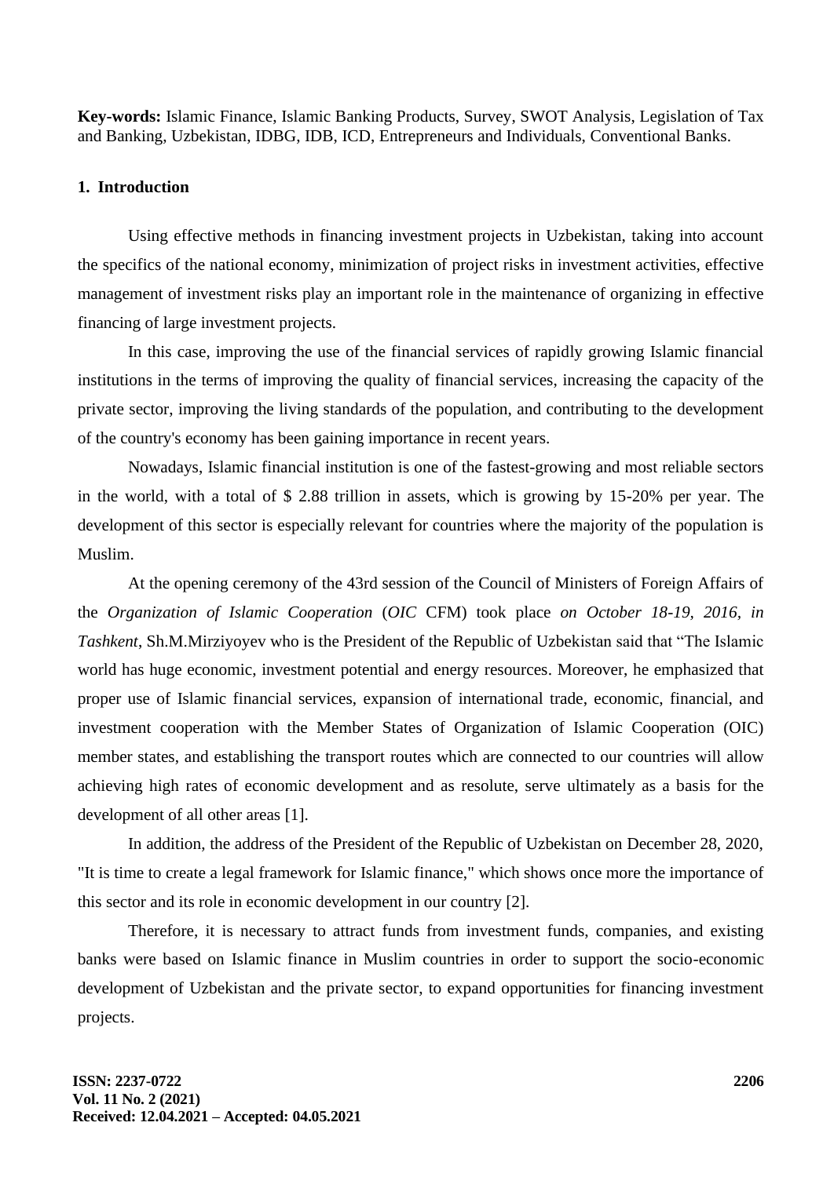**Key-words:** Islamic Finance, Islamic Banking Products, Survey, SWOT Analysis, Legislation of Tax and Banking, Uzbekistan, IDBG, IDB, ICD, Entrepreneurs and Individuals, Conventional Banks.

## 1. Introduction

Using effective methods in financing investment projects in Uzbekistan, taking into account the specifics of the national economy, minimization of project risks in investment activities, effective management of investment risks play an important role in the maintenance of organizing in effective financing of large investment projects.

In this case, improving the use of the financial services of rapidly growing Islamic financial institutions in the terms of improving the quality of financial services, increasing the capacity of the private sector, improving the living standards of the population, and contributing to the development of the country's economy has been gaining importance in recent years.

Nowadays, Islamic financial institution is one of the fastest-growing and most reliable sectors in the world, with a total of $ 2.88 trillion in assets, which is growing by 15-20% per year. The development of this sector is especially relevant for countries where the majority of the population is Muslim.

At the opening ceremony of the 43rd session of the Council of Ministers of Foreign Affairs of the *Organization of Islamic Cooperation* (*OIC* CFM) took place *on October 18-19, 2016, in Tashkent*, Sh.M.Mirziyoyev who is the President of the Republic of Uzbekistan said that "The Islamic world has huge economic, investment potential and energy resources. Moreover, he emphasized that proper use of Islamic financial services, expansion of international trade, economic, financial, and investment cooperation with the Member States of Organization of Islamic Cooperation (OIC) member states, and establishing the transport routes which are connected to our countries will allow achieving high rates of economic development and as resolute, serve ultimately as a basis for the development of all other areas [1].

In addition, the address of the President of the Republic of Uzbekistan on December 28, 2020, "It is time to create a legal framework for Islamic finance," which shows once more the importance of this sector and its role in economic development in our country [2].

Therefore, it is necessary to attract funds from investment funds, companies, and existing banks were based on Islamic finance in Muslim countries in order to support the socio-economic development of Uzbekistan and the private sector, to expand opportunities for financing investment projects.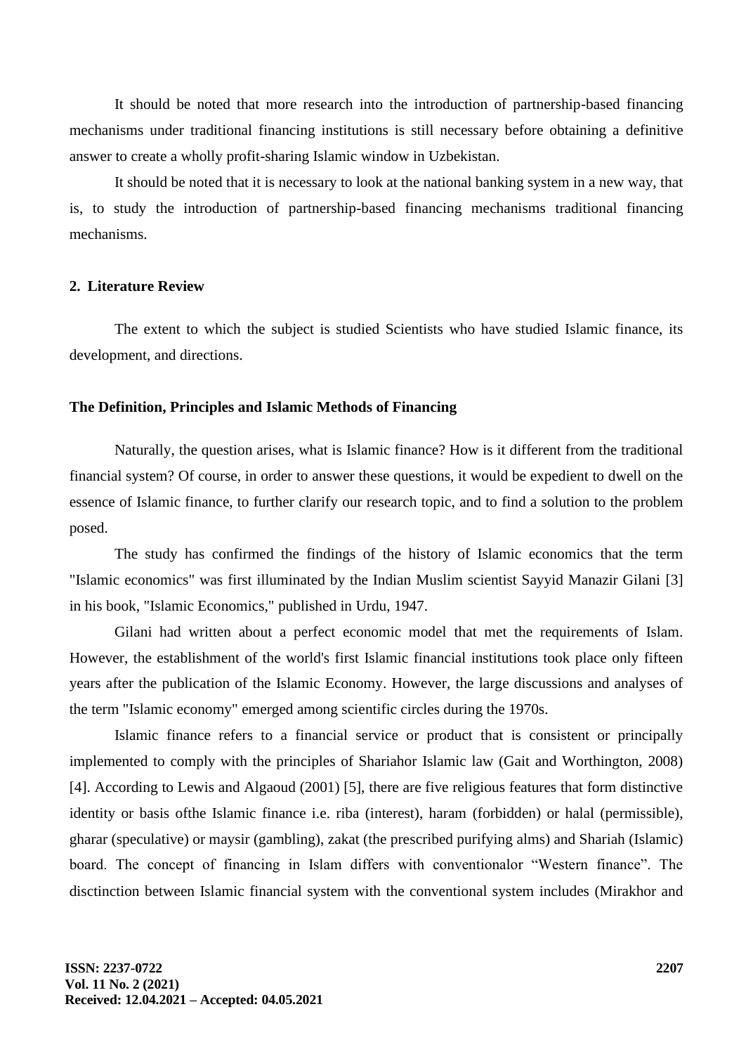It should be noted that more research into the introduction of partnership-based financing mechanisms under traditional financing institutions is still necessary before obtaining a definitive answer to create a wholly profit-sharing Islamic window in Uzbekistan.

It should be noted that it is necessary to look at the national banking system in a new way, that is, to study the introduction of partnership-based financing mechanisms traditional financing mechanisms.

## 2. Literature Review

The extent to which the subject is studied Scientists who have studied Islamic finance, its development, and directions.

### The Definition, Principles and Islamic Methods of Financing

Naturally, the question arises, what is Islamic finance? How is it different from the traditional financial system? Of course, in order to answer these questions, it would be expedient to dwell on the essence of Islamic finance, to further clarify our research topic, and to find a solution to the problem posed.

The study has confirmed the findings of the history of Islamic economics that the term "Islamic economics" was first illuminated by the Indian Muslim scientist Sayyid Manazir Gilani [3] in his book, "Islamic Economics," published in Urdu, 1947.

Gilani had written about a perfect economic model that met the requirements of Islam. However, the establishment of the world's first Islamic financial institutions took place only fifteen years after the publication of the Islamic Economy. However, the large discussions and analyses of the term "Islamic economy" emerged among scientific circles during the 1970s.

Islamic finance refers to a financial service or product that is consistent or principally implemented to comply with the principles of Shariahor Islamic law (Gait and Worthington, 2008) [4]. According to Lewis and Algaoud (2001) [5], there are five religious features that form distinctive identity or basis ofthe Islamic finance i.e. riba (interest), haram (forbidden) or halal (permissible), gharar (speculative) or maysir (gambling), zakat (the prescribed purifying alms) and Shariah (Islamic) board. The concept of financing in Islam differs with conventionalor "Western finance". The disctinction between Islamic financial system with the conventional system includes (Mirakhor and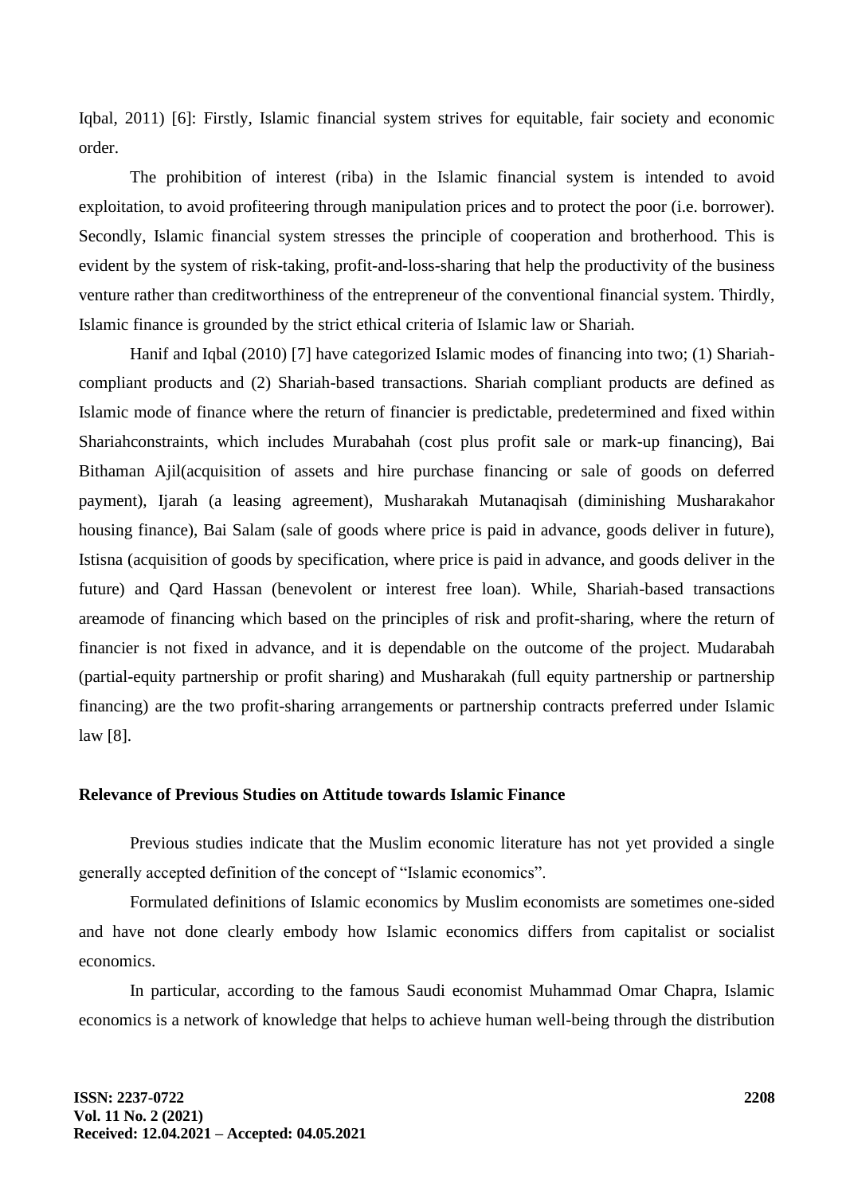Iqbal, 2011) [6]: Firstly, Islamic financial system strives for equitable, fair society and economic order.

The prohibition of interest (riba) in the Islamic financial system is intended to avoid exploitation, to avoid profiteering through manipulation prices and to protect the poor (i.e. borrower). Secondly, Islamic financial system stresses the principle of cooperation and brotherhood. This is evident by the system of risk-taking, profit-and-loss-sharing that help the productivity of the business venture rather than creditworthiness of the entrepreneur of the conventional financial system. Thirdly, Islamic finance is grounded by the strict ethical criteria of Islamic law or Shariah.

Hanif and Iqbal (2010) [7] have categorized Islamic modes of financing into two; (1) Shariah-compliant products and (2) Shariah-based transactions. Shariah compliant products are defined as Islamic mode of finance where the return of financier is predictable, predetermined and fixed within Shariahconstraints, which includes Murabahah (cost plus profit sale or mark-up financing), Bai Bithaman Ajil(acquisition of assets and hire purchase financing or sale of goods on deferred payment), Ijarah (a leasing agreement), Musharakah Mutanaqisah (diminishing Musharakahor housing finance), Bai Salam (sale of goods where price is paid in advance, goods deliver in future), Istisna (acquisition of goods by specification, where price is paid in advance, and goods deliver in the future) and Qard Hassan (benevolent or interest free loan). While, Shariah-based transactions areamode of financing which based on the principles of risk and profit-sharing, where the return of financier is not fixed in advance, and it is dependable on the outcome of the project. Mudarabah (partial-equity partnership or profit sharing) and Musharakah (full equity partnership or partnership financing) are the two profit-sharing arrangements or partnership contracts preferred under Islamic law [8].

**Relevance of Previous Studies on Attitude towards Islamic Finance**

Previous studies indicate that the Muslim economic literature has not yet provided a single generally accepted definition of the concept of "Islamic economics".

Formulated definitions of Islamic economics by Muslim economists are sometimes one-sided and have not done clearly embody how Islamic economics differs from capitalist or socialist economics.

In particular, according to the famous Saudi economist Muhammad Omar Chapra, Islamic economics is a network of knowledge that helps to achieve human well-being through the distribution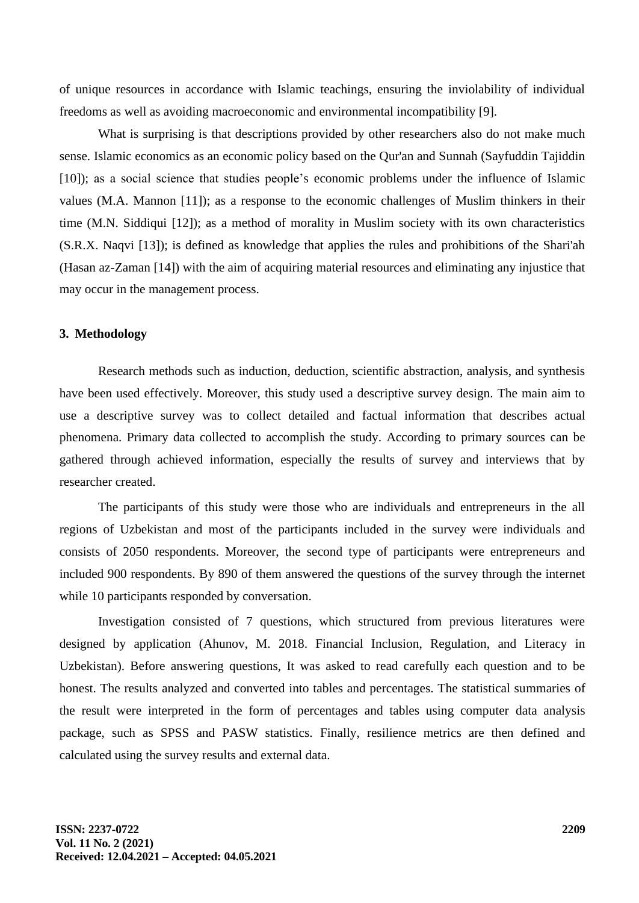of unique resources in accordance with Islamic teachings, ensuring the inviolability of individual freedoms as well as avoiding macroeconomic and environmental incompatibility [9].

What is surprising is that descriptions provided by other researchers also do not make much sense. Islamic economics as an economic policy based on the Qur'an and Sunnah (Sayfuddin Tajiddin [10]); as a social science that studies people's economic problems under the influence of Islamic values (M.A. Mannon [11]); as a response to the economic challenges of Muslim thinkers in their time (M.N. Siddiqui [12]); as a method of morality in Muslim society with its own characteristics (S.R.X. Naqvi [13]); is defined as knowledge that applies the rules and prohibitions of the Shari'ah (Hasan az-Zaman [14]) with the aim of acquiring material resources and eliminating any injustice that may occur in the management process.

## 3. Methodology

Research methods such as induction, deduction, scientific abstraction, analysis, and synthesis have been used effectively. Moreover, this study used a descriptive survey design. The main aim to use a descriptive survey was to collect detailed and factual information that describes actual phenomena. Primary data collected to accomplish the study. According to primary sources can be gathered through achieved information, especially the results of survey and interviews that by researcher created.

The participants of this study were those who are individuals and entrepreneurs in the all regions of Uzbekistan and most of the participants included in the survey were individuals and consists of 2050 respondents. Moreover, the second type of participants were entrepreneurs and included 900 respondents. By 890 of them answered the questions of the survey through the internet while 10 participants responded by conversation.

Investigation consisted of 7 questions, which structured from previous literatures were designed by application (Ahunov, M. 2018. Financial Inclusion, Regulation, and Literacy in Uzbekistan). Before answering questions, It was asked to read carefully each question and to be honest. The results analyzed and converted into tables and percentages. The statistical summaries of the result were interpreted in the form of percentages and tables using computer data analysis package, such as SPSS and PASW statistics. Finally, resilience metrics are then defined and calculated using the survey results and external data.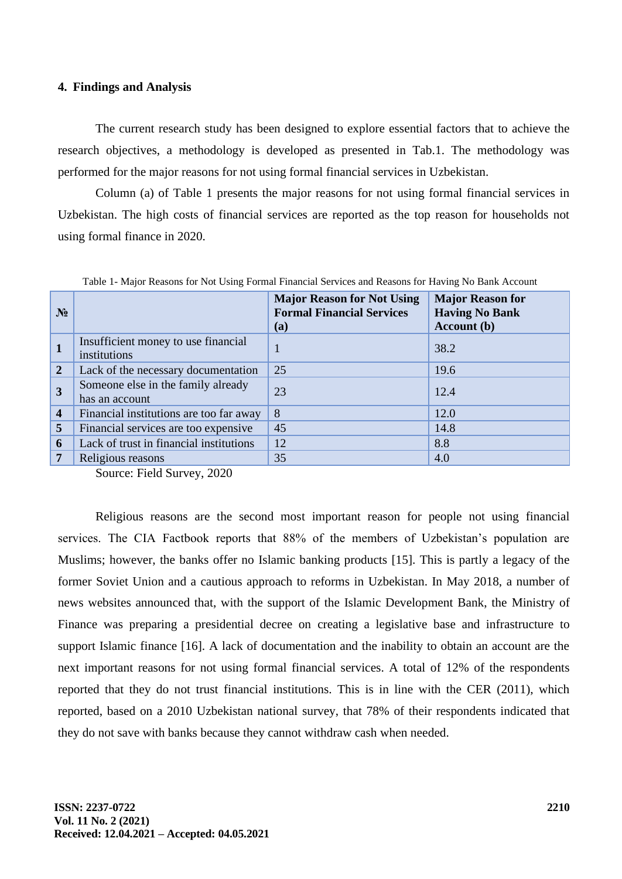## 4. Findings and Analysis

The current research study has been designed to explore essential factors that to achieve the research objectives, a methodology is developed as presented in Tab.1. The methodology was performed for the major reasons for not using formal financial services in Uzbekistan.

Column (a) of Table 1 presents the major reasons for not using formal financial services in Uzbekistan. The high costs of financial services are reported as the top reason for households not using formal finance in 2020.

Table 1- Major Reasons for Not Using Formal Financial Services and Reasons for Having No Bank Account

| № | | Major Reason for Not Using Formal Financial Services (a) | Major Reason for Having No Bank Account (b) |
|---|---|---|---|
| 1 | Insufficient money to use financial institutions | 1 | 38.2 |
| 2 | Lack of the necessary documentation | 25 | 19.6 |
| 3 | Someone else in the family already has an account | 23 | 12.4 |
| 4 | Financial institutions are too far away | 8 | 12.0 |
| 5 | Financial services are too expensive | 45 | 14.8 |
| 6 | Lack of trust in financial institutions | 12 | 8.8 |
| 7 | Religious reasons | 35 | 4.0 |

Source: Field Survey, 2020

Religious reasons are the second most important reason for people not using financial services. The CIA Factbook reports that 88% of the members of Uzbekistan's population are Muslims; however, the banks offer no Islamic banking products [15]. This is partly a legacy of the former Soviet Union and a cautious approach to reforms in Uzbekistan. In May 2018, a number of news websites announced that, with the support of the Islamic Development Bank, the Ministry of Finance was preparing a presidential decree on creating a legislative base and infrastructure to support Islamic finance [16]. A lack of documentation and the inability to obtain an account are the next important reasons for not using formal financial services. A total of 12% of the respondents reported that they do not trust financial institutions. This is in line with the CER (2011), which reported, based on a 2010 Uzbekistan national survey, that 78% of their respondents indicated that they do not save with banks because they cannot withdraw cash when needed.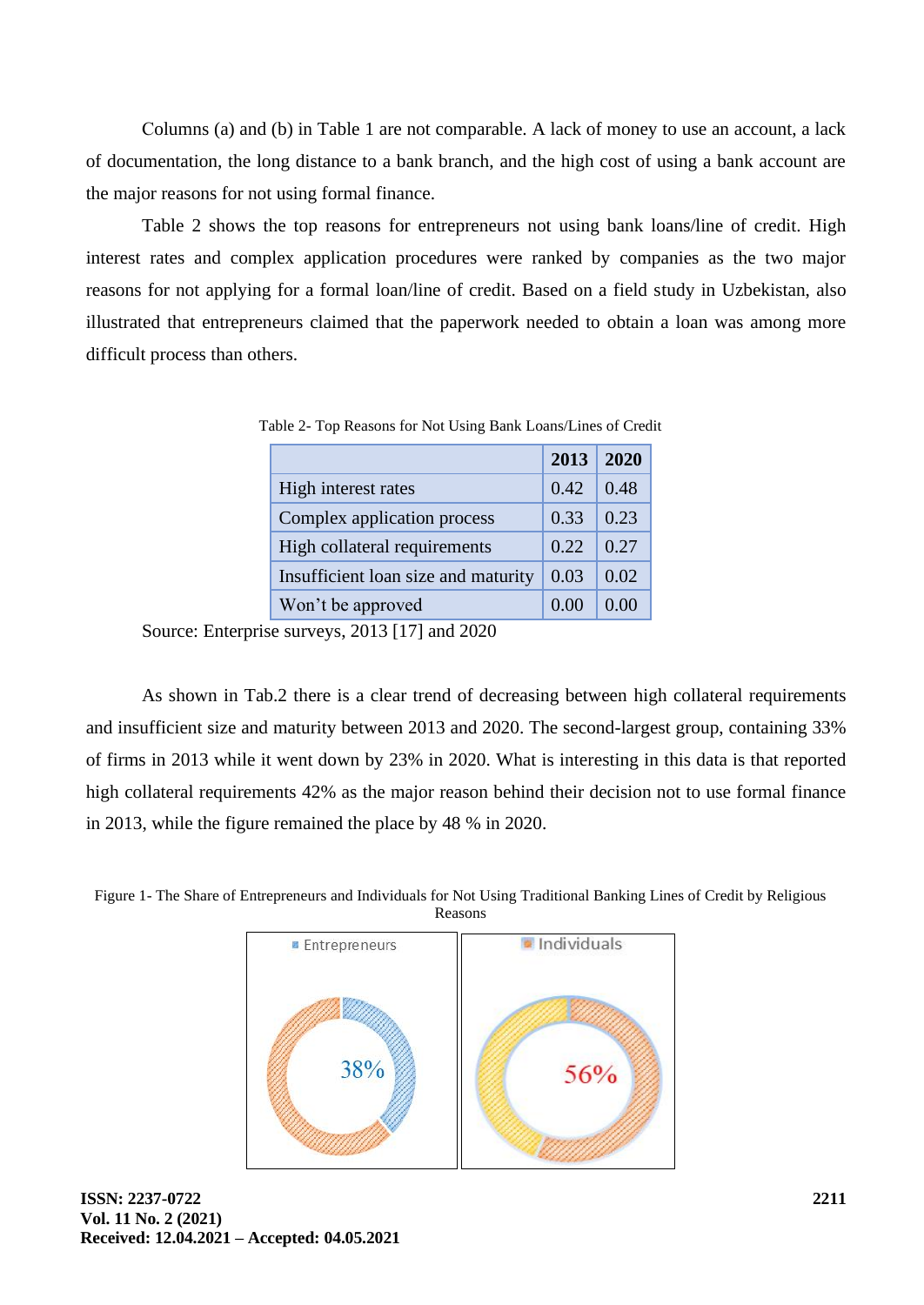Columns (a) and (b) in Table 1 are not comparable. A lack of money to use an account, a lack of documentation, the long distance to a bank branch, and the high cost of using a bank account are the major reasons for not using formal finance.

Table 2 shows the top reasons for entrepreneurs not using bank loans/line of credit. High interest rates and complex application procedures were ranked by companies as the two major reasons for not applying for a formal loan/line of credit. Based on a field study in Uzbekistan, also illustrated that entrepreneurs claimed that the paperwork needed to obtain a loan was among more difficult process than others.

Table 2- Top Reasons for Not Using Bank Loans/Lines of Credit

| | 2013 | 2020 |
|---|---|---|
| High interest rates | 0.42 | 0.48 |
| Complex application process | 0.33 | 0.23 |
| High collateral requirements | 0.22 | 0.27 |
| Insufficient loan size and maturity | 0.03 | 0.02 |
| Won't be approved | 0.00 | 0.00 |

Source: Enterprise surveys, 2013 [17] and 2020

As shown in Tab.2 there is a clear trend of decreasing between high collateral requirements and insufficient size and maturity between 2013 and 2020. The second-largest group, containing 33% of firms in 2013 while it went down by 23% in 2020. What is interesting in this data is that reported high collateral requirements 42% as the major reason behind their decision not to use formal finance in 2013, while the figure remained the place by 48 % in 2020.

Figure 1- The Share of Entrepreneurs and Individuals for Not Using Traditional Banking Lines of Credit by Religious Reasons

Entrepreneurs

38%

Individuals

56%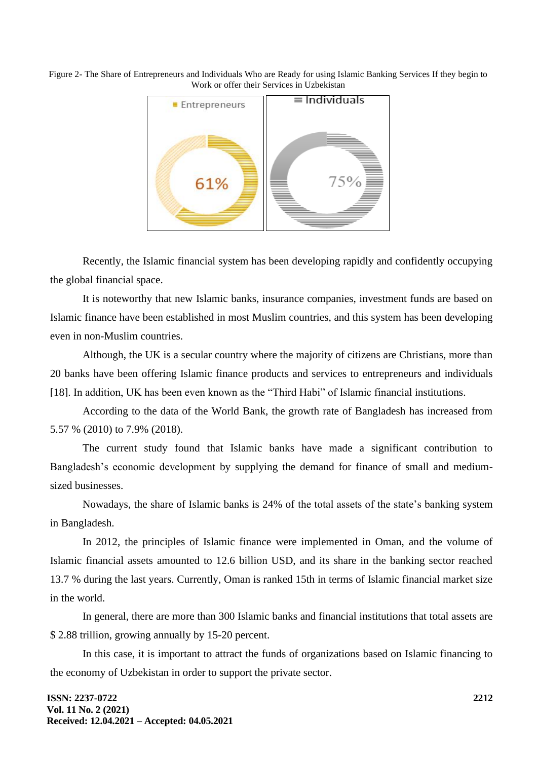Figure 2- The Share of Entrepreneurs and Individuals Who are Ready for using Islamic Banking Services If they begin to Work or offer their Services in Uzbekistan

Entrepreneurs 61%

Individuals 75%

Recently, the Islamic financial system has been developing rapidly and confidently occupying the global financial space.

It is noteworthy that new Islamic banks, insurance companies, investment funds are based on Islamic finance have been established in most Muslim countries, and this system has been developing even in non-Muslim countries.

Although, the UK is a secular country where the majority of citizens are Christians, more than 20 banks have been offering Islamic finance products and services to entrepreneurs and individuals [18]. In addition, UK has been even known as the "Third Habi" of Islamic financial institutions.

According to the data of the World Bank, the growth rate of Bangladesh has increased from 5.57 % (2010) to 7.9% (2018).

The current study found that Islamic banks have made a significant contribution to Bangladesh's economic development by supplying the demand for finance of small and medium-sized businesses.

Nowadays, the share of Islamic banks is 24% of the total assets of the state's banking system in Bangladesh.

In 2012, the principles of Islamic finance were implemented in Oman, and the volume of Islamic financial assets amounted to 12.6 billion USD, and its share in the banking sector reached 13.7 % during the last years. Currently, Oman is ranked 15th in terms of Islamic financial market size in the world.

In general, there are more than 300 Islamic banks and financial institutions that total assets are $ 2.88 trillion, growing annually by 15-20 percent.

In this case, it is important to attract the funds of organizations based on Islamic financing to the economy of Uzbekistan in order to support the private sector.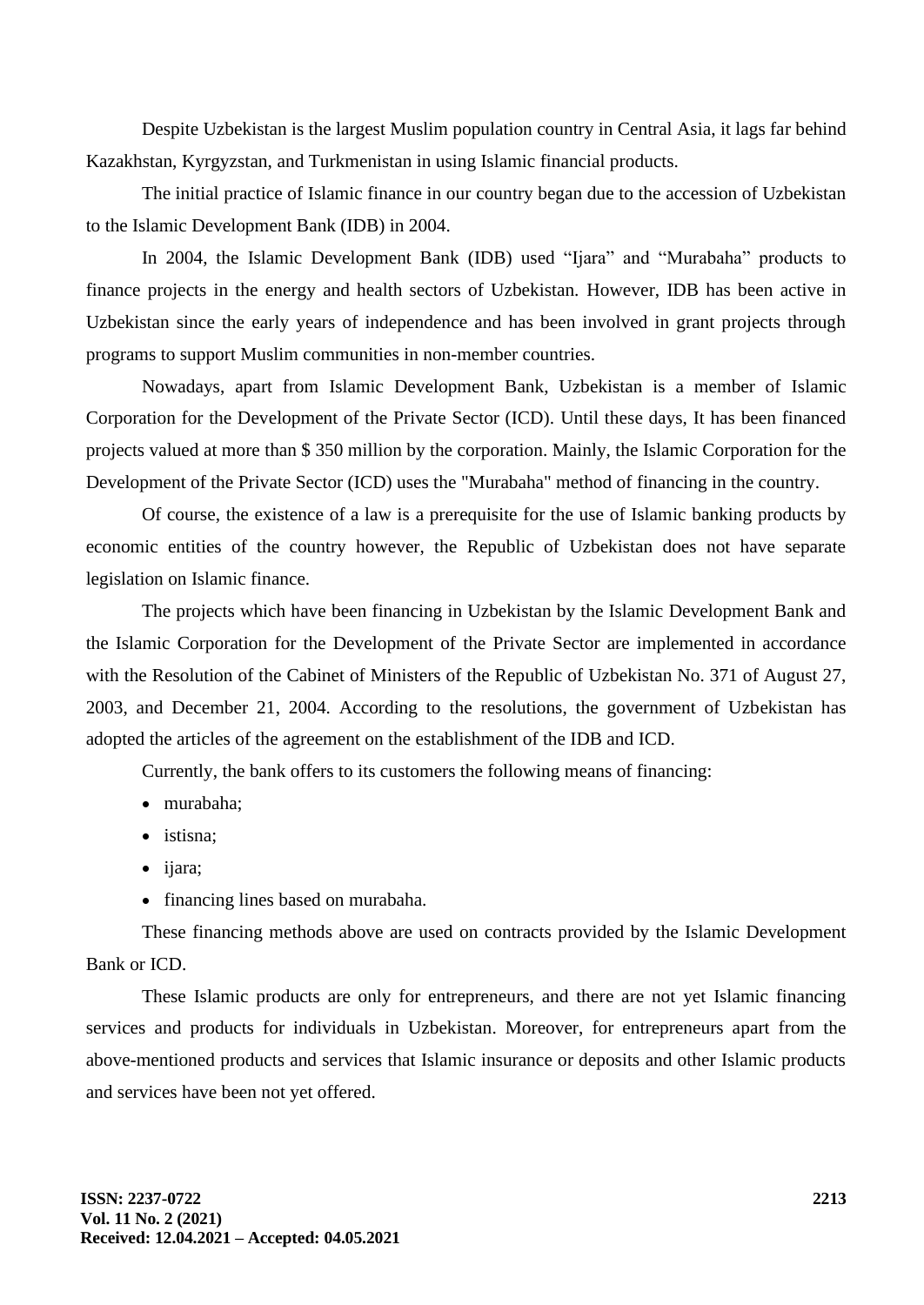Despite Uzbekistan is the largest Muslim population country in Central Asia, it lags far behind Kazakhstan, Kyrgyzstan, and Turkmenistan in using Islamic financial products.

The initial practice of Islamic finance in our country began due to the accession of Uzbekistan to the Islamic Development Bank (IDB) in 2004.

In 2004, the Islamic Development Bank (IDB) used “Ijara” and “Murabaha” products to finance projects in the energy and health sectors of Uzbekistan. However, IDB has been active in Uzbekistan since the early years of independence and has been involved in grant projects through programs to support Muslim communities in non-member countries.

Nowadays, apart from Islamic Development Bank, Uzbekistan is a member of Islamic Corporation for the Development of the Private Sector (ICD). Until these days, It has been financed projects valued at more than $ 350 million by the corporation. Mainly, the Islamic Corporation for the Development of the Private Sector (ICD) uses the "Murabaha" method of financing in the country.

Of course, the existence of a law is a prerequisite for the use of Islamic banking products by economic entities of the country however, the Republic of Uzbekistan does not have separate legislation on Islamic finance.

The projects which have been financing in Uzbekistan by the Islamic Development Bank and the Islamic Corporation for the Development of the Private Sector are implemented in accordance with the Resolution of the Cabinet of Ministers of the Republic of Uzbekistan No. 371 of August 27, 2003, and December 21, 2004. According to the resolutions, the government of Uzbekistan has adopted the articles of the agreement on the establishment of the IDB and ICD.

Currently, the bank offers to its customers the following means of financing:

- murabaha;
- istisna;
- ijara;
- financing lines based on murabaha.

These financing methods above are used on contracts provided by the Islamic Development Bank or ICD.

These Islamic products are only for entrepreneurs, and there are not yet Islamic financing services and products for individuals in Uzbekistan. Moreover, for entrepreneurs apart from the above-mentioned products and services that Islamic insurance or deposits and other Islamic products and services have been not yet offered.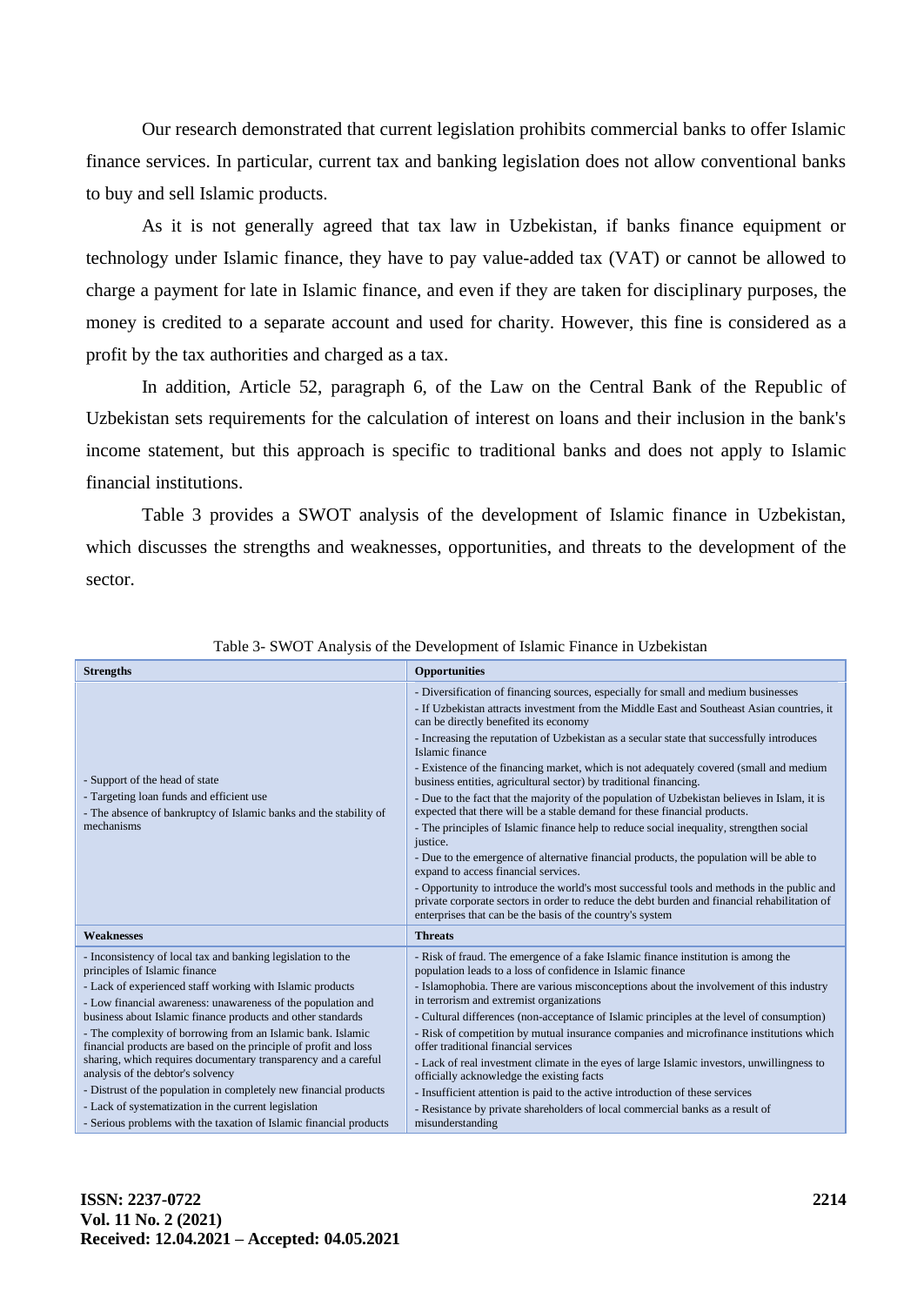Our research demonstrated that current legislation prohibits commercial banks to offer Islamic finance services. In particular, current tax and banking legislation does not allow conventional banks to buy and sell Islamic products.

As it is not generally agreed that tax law in Uzbekistan, if banks finance equipment or technology under Islamic finance, they have to pay value-added tax (VAT) or cannot be allowed to charge a payment for late in Islamic finance, and even if they are taken for disciplinary purposes, the money is credited to a separate account and used for charity. However, this fine is considered as a profit by the tax authorities and charged as a tax.

In addition, Article 52, paragraph 6, of the Law on the Central Bank of the Republic of Uzbekistan sets requirements for the calculation of interest on loans and their inclusion in the bank's income statement, but this approach is specific to traditional banks and does not apply to Islamic financial institutions.

Table 3 provides a SWOT analysis of the development of Islamic finance in Uzbekistan, which discusses the strengths and weaknesses, opportunities, and threats to the development of the sector.

Table 3- SWOT Analysis of the Development of Islamic Finance in Uzbekistan

| **Strengths** | **Opportunities** |
|---|---|
| - Support of the head of state<br>- Targeting loan funds and efficient use<br>- The absence of bankruptcy of Islamic banks and the stability of mechanisms | - Diversification of financing sources, especially for small and medium businesses<br>- If Uzbekistan attracts investment from the Middle East and Southeast Asian countries, it can be directly benefited its economy<br>- Increasing the reputation of Uzbekistan as a secular state that successfully introduces Islamic finance<br>- Existence of the financing market, which is not adequately covered (small and medium business entities, agricultural sector) by traditional financing.<br>- Due to the fact that the majority of the population of Uzbekistan believes in Islam, it is expected that there will be a stable demand for these financial products.<br>- The principles of Islamic finance help to reduce social inequality, strengthen social justice.<br>- Due to the emergence of alternative financial products, the population will be able to expand to access financial services.<br>- Opportunity to introduce the world's most successful tools and methods in the public and private corporate sectors in order to reduce the debt burden and financial rehabilitation of enterprises that can be the basis of the country's system |
| **Weaknesses** | **Threats** |
| - Inconsistency of local tax and banking legislation to the principles of Islamic finance<br>- Lack of experienced staff working with Islamic products<br>- Low financial awareness: unawareness of the population and business about Islamic finance products and other standards<br>- The complexity of borrowing from an Islamic bank. Islamic financial products are based on the principle of profit and loss sharing, which requires documentary transparency and a careful analysis of the debtor's solvency<br>- Distrust of the population in completely new financial products<br>- Lack of systematization in the current legislation<br>- Serious problems with the taxation of Islamic financial products | - Risk of fraud. The emergence of a fake Islamic finance institution is among the population leads to a loss of confidence in Islamic finance<br>- Islamophobia. There are various misconceptions about the involvement of this industry in terrorism and extremist organizations<br>- Cultural differences (non-acceptance of Islamic principles at the level of consumption)<br>- Risk of competition by mutual insurance companies and microfinance institutions which offer traditional financial services<br>- Lack of real investment climate in the eyes of large Islamic investors, unwillingness to officially acknowledge the existing facts<br>- Insufficient attention is paid to the active introduction of these services<br>- Resistance by private shareholders of local commercial banks as a result of misunderstanding |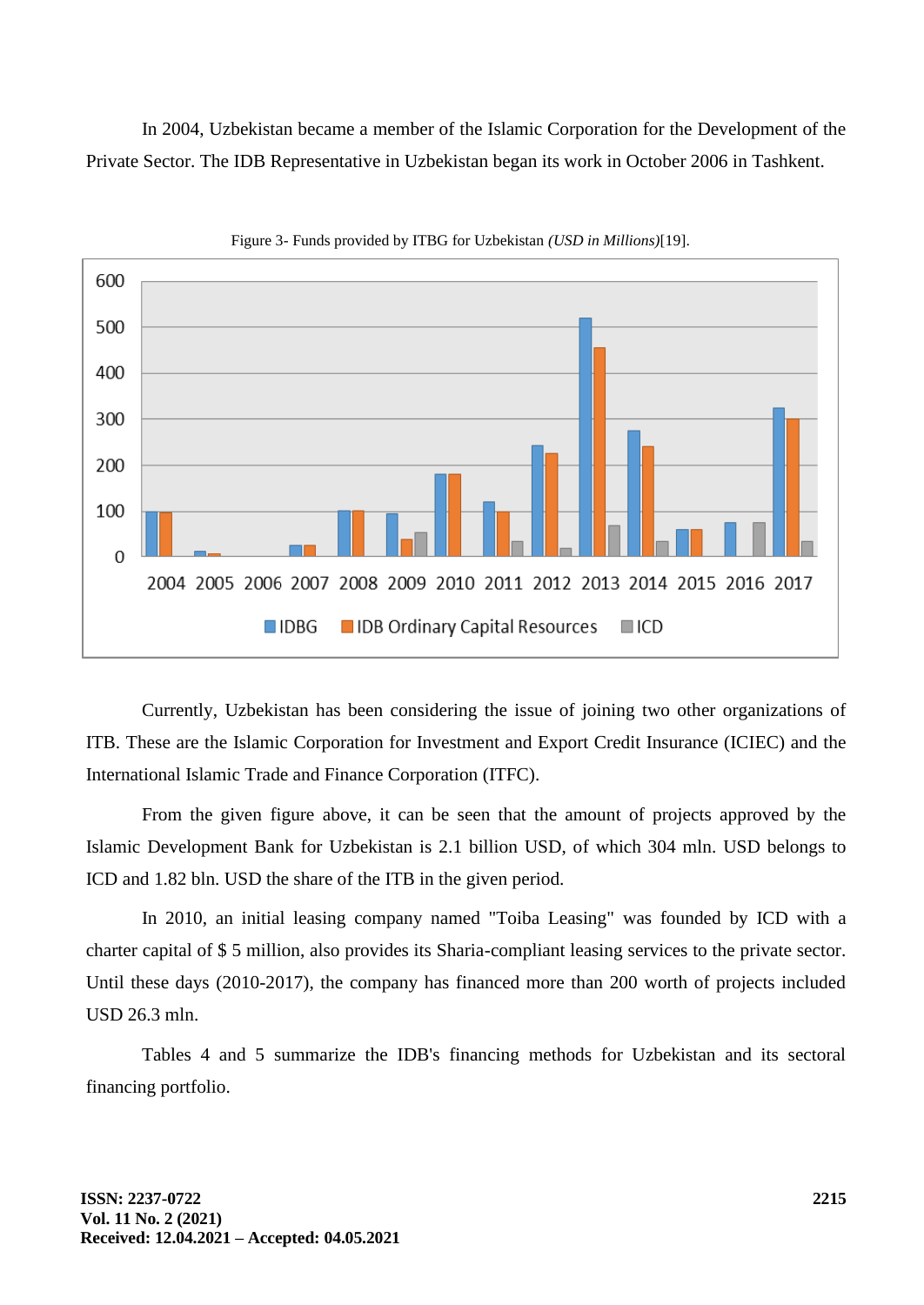In 2004, Uzbekistan became a member of the Islamic Corporation for the Development of the Private Sector. The IDB Representative in Uzbekistan began its work in October 2006 in Tashkent.

Figure 3- Funds provided by ITBG for Uzbekistan *(USD in Millions)*[19].

Currently, Uzbekistan has been considering the issue of joining two other organizations of ITB. These are the Islamic Corporation for Investment and Export Credit Insurance (ICIEC) and the International Islamic Trade and Finance Corporation (ITFC).

From the given figure above, it can be seen that the amount of projects approved by the Islamic Development Bank for Uzbekistan is 2.1 billion USD, of which 304 mln. USD belongs to ICD and 1.82 bln. USD the share of the ITB in the given period.

In 2010, an initial leasing company named "Toiba Leasing" was founded by ICD with a charter capital of $ 5 million, also provides its Sharia-compliant leasing services to the private sector. Until these days (2010-2017), the company has financed more than 200 worth of projects included USD 26.3 mln.

Tables 4 and 5 summarize the IDB's financing methods for Uzbekistan and its sectoral financing portfolio.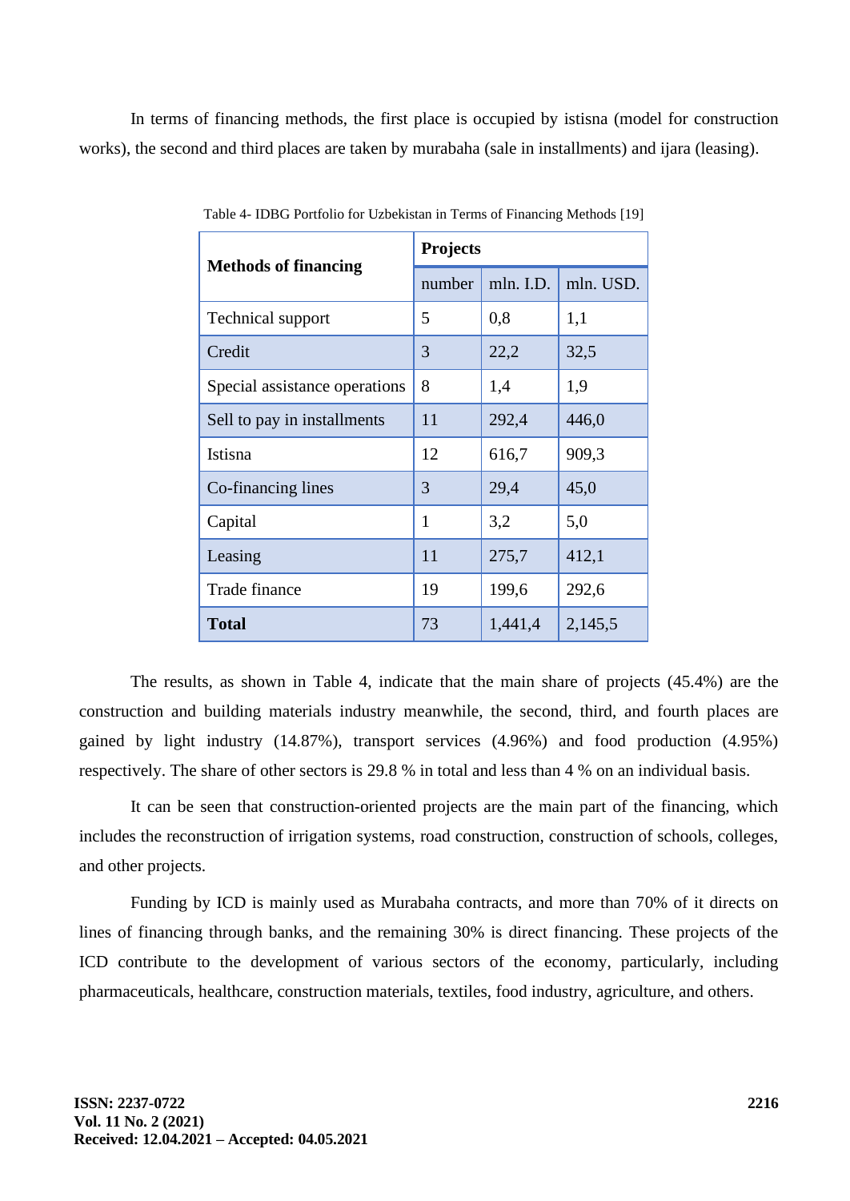In terms of financing methods, the first place is occupied by istisna (model for construction works), the second and third places are taken by murabaha (sale in installments) and ijara (leasing).

Table 4- IDBG Portfolio for Uzbekistan in Terms of Financing Methods [19]

| **Methods of financing** | **Projects** | | |
|---|---|---|---|
| | number | mln. I.D. | mln. USD. |
| Technical support | 5 | 0,8 | 1,1 |
| Credit | 3 | 22,2 | 32,5 |
| Special assistance operations | 8 | 1,4 | 1,9 |
| Sell to pay in installments | 11 | 292,4 | 446,0 |
| Istisna | 12 | 616,7 | 909,3 |
| Co-financing lines | 3 | 29,4 | 45,0 |
| Capital | 1 | 3,2 | 5,0 |
| Leasing | 11 | 275,7 | 412,1 |
| Trade finance | 19 | 199,6 | 292,6 |
| **Total** | 73 | 1,441,4 | 2,145,5 |

The results, as shown in Table 4, indicate that the main share of projects (45.4%) are the construction and building materials industry meanwhile, the second, third, and fourth places are gained by light industry (14.87%), transport services (4.96%) and food production (4.95%) respectively. The share of other sectors is 29.8 % in total and less than 4 % on an individual basis.

It can be seen that construction-oriented projects are the main part of the financing, which includes the reconstruction of irrigation systems, road construction, construction of schools, colleges, and other projects.

Funding by ICD is mainly used as Murabaha contracts, and more than 70% of it directs on lines of financing through banks, and the remaining 30% is direct financing. These projects of the ICD contribute to the development of various sectors of the economy, particularly, including pharmaceuticals, healthcare, construction materials, textiles, food industry, agriculture, and others.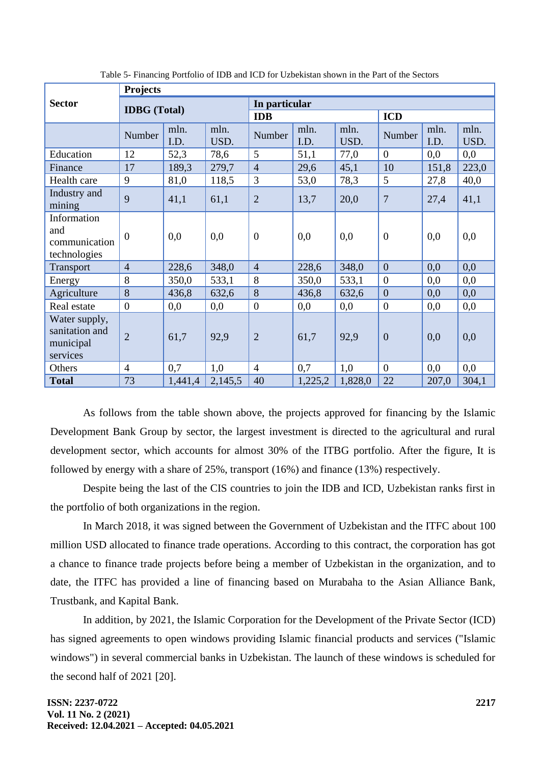Table 5- Financing Portfolio of IDB and ICD for Uzbekistan shown in the Part of the Sectors

| Sector | Projects | | | | | | | | |
|---|---|---|---|---|---|---|---|---|---|
| | IDBG (Total) | | | In particular | | | | | |
| | | | | IDB | | | ICD | | |
| | Number | mln. I.D. | mln. USD. | Number | mln. I.D. | mln. USD. | Number | mln. I.D. | mln. USD. |
| Education | 12 | 52,3 | 78,6 | 5 | 51,1 | 77,0 | 0 | 0,0 | 0,0 |
| Finance | 17 | 189,3 | 279,7 | 4 | 29,6 | 45,1 | 10 | 151,8 | 223,0 |
| Health care | 9 | 81,0 | 118,5 | 3 | 53,0 | 78,3 | 5 | 27,8 | 40,0 |
| Industry and mining | 9 | 41,1 | 61,1 | 2 | 13,7 | 20,0 | 7 | 27,4 | 41,1 |
| Information and communication technologies | 0 | 0,0 | 0,0 | 0 | 0,0 | 0,0 | 0 | 0,0 | 0,0 |
| Transport | 4 | 228,6 | 348,0 | 4 | 228,6 | 348,0 | 0 | 0,0 | 0,0 |
| Energy | 8 | 350,0 | 533,1 | 8 | 350,0 | 533,1 | 0 | 0,0 | 0,0 |
| Agriculture | 8 | 436,8 | 632,6 | 8 | 436,8 | 632,6 | 0 | 0,0 | 0,0 |
| Real estate | 0 | 0,0 | 0,0 | 0 | 0,0 | 0,0 | 0 | 0,0 | 0,0 |
| Water supply, sanitation and municipal services | 2 | 61,7 | 92,9 | 2 | 61,7 | 92,9 | 0 | 0,0 | 0,0 |
| Others | 4 | 0,7 | 1,0 | 4 | 0,7 | 1,0 | 0 | 0,0 | 0,0 |
| **Total** | 73 | 1,441,4 | 2,145,5 | 40 | 1,225,2 | 1,828,0 | 22 | 207,0 | 304,1 |

As follows from the table shown above, the projects approved for financing by the Islamic Development Bank Group by sector, the largest investment is directed to the agricultural and rural development sector, which accounts for almost 30% of the ITBG portfolio. After the figure, It is followed by energy with a share of 25%, transport (16%) and finance (13%) respectively.

Despite being the last of the CIS countries to join the IDB and ICD, Uzbekistan ranks first in the portfolio of both organizations in the region.

In March 2018, it was signed between the Government of Uzbekistan and the ITFC about 100 million USD allocated to finance trade operations. According to this contract, the corporation has got a chance to finance trade projects before being a member of Uzbekistan in the organization, and to date, the ITFC has provided a line of financing based on Murabaha to the Asian Alliance Bank, Trustbank, and Kapital Bank.

In addition, by 2021, the Islamic Corporation for the Development of the Private Sector (ICD) has signed agreements to open windows providing Islamic financial products and services ("Islamic windows") in several commercial banks in Uzbekistan. The launch of these windows is scheduled for the second half of 2021 [20].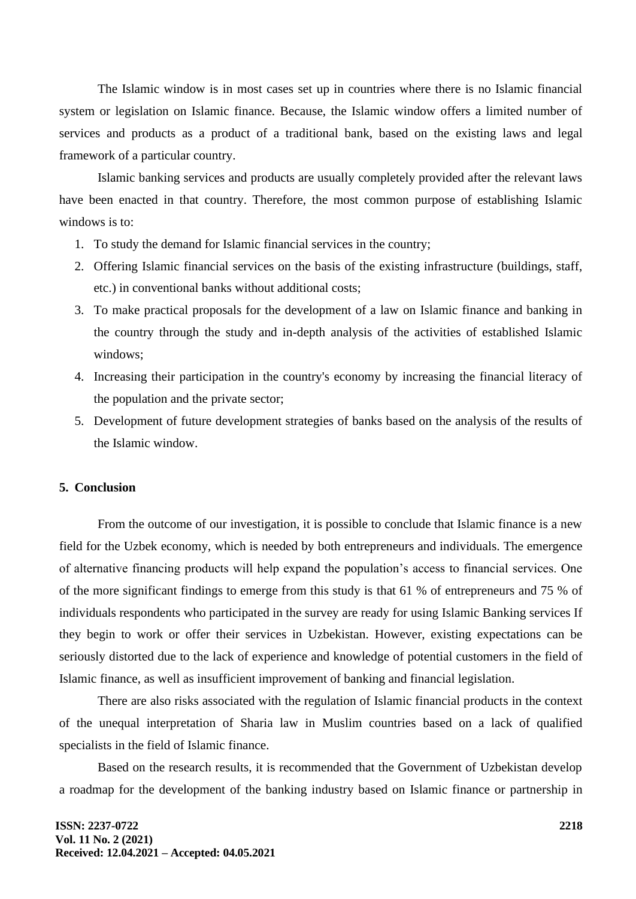The Islamic window is in most cases set up in countries where there is no Islamic financial system or legislation on Islamic finance. Because, the Islamic window offers a limited number of services and products as a product of a traditional bank, based on the existing laws and legal framework of a particular country.

Islamic banking services and products are usually completely provided after the relevant laws have been enacted in that country. Therefore, the most common purpose of establishing Islamic windows is to:

1. To study the demand for Islamic financial services in the country;
2. Offering Islamic financial services on the basis of the existing infrastructure (buildings, staff, etc.) in conventional banks without additional costs;
3. To make practical proposals for the development of a law on Islamic finance and banking in the country through the study and in-depth analysis of the activities of established Islamic windows;
4. Increasing their participation in the country's economy by increasing the financial literacy of the population and the private sector;
5. Development of future development strategies of banks based on the analysis of the results of the Islamic window.

## 5. Conclusion

From the outcome of our investigation, it is possible to conclude that Islamic finance is a new field for the Uzbek economy, which is needed by both entrepreneurs and individuals. The emergence of alternative financing products will help expand the population's access to financial services. One of the more significant findings to emerge from this study is that 61 % of entrepreneurs and 75 % of individuals respondents who participated in the survey are ready for using Islamic Banking services If they begin to work or offer their services in Uzbekistan. However, existing expectations can be seriously distorted due to the lack of experience and knowledge of potential customers in the field of Islamic finance, as well as insufficient improvement of banking and financial legislation.

There are also risks associated with the regulation of Islamic financial products in the context of the unequal interpretation of Sharia law in Muslim countries based on a lack of qualified specialists in the field of Islamic finance.

Based on the research results, it is recommended that the Government of Uzbekistan develop a roadmap for the development of the banking industry based on Islamic finance or partnership in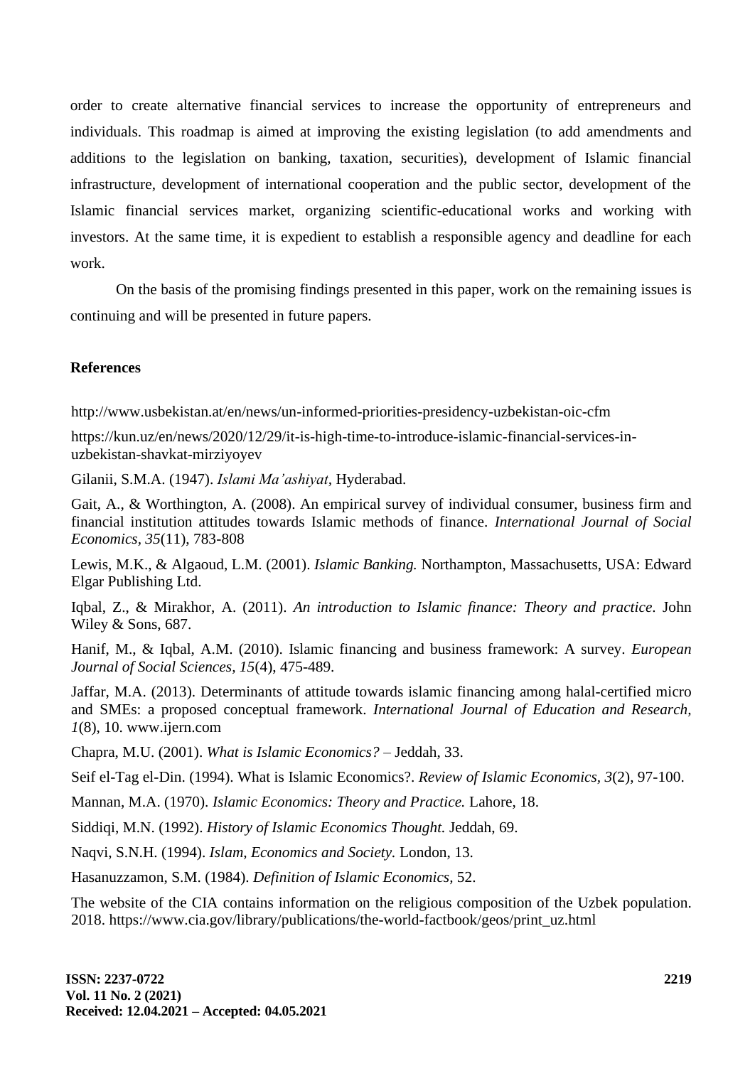order to create alternative financial services to increase the opportunity of entrepreneurs and individuals. This roadmap is aimed at improving the existing legislation (to add amendments and additions to the legislation on banking, taxation, securities), development of Islamic financial infrastructure, development of international cooperation and the public sector, development of the Islamic financial services market, organizing scientific-educational works and working with investors. At the same time, it is expedient to establish a responsible agency and deadline for each work.

On the basis of the promising findings presented in this paper, work on the remaining issues is continuing and will be presented in future papers.

## References

http://www.usbekistan.at/en/news/un-informed-priorities-presidency-uzbekistan-oic-cfm

https://kun.uz/en/news/2020/12/29/it-is-high-time-to-introduce-islamic-financial-services-in-uzbekistan-shavkat-mirziyoyev

Gilanii, S.M.A. (1947). *Islami Ma'ashiyat*, Hyderabad.

Gait, A., & Worthington, A. (2008). An empirical survey of individual consumer, business firm and financial institution attitudes towards Islamic methods of finance. *International Journal of Social Economics*, *35*(11), 783-808

Lewis, M.K., & Algaoud, L.M. (2001). *Islamic Banking.* Northampton, Massachusetts, USA: Edward Elgar Publishing Ltd.

Iqbal, Z., & Mirakhor, A. (2011). *An introduction to Islamic finance: Theory and practice.* John Wiley & Sons, 687.

Hanif, M., & Iqbal, A.M. (2010). Islamic financing and business framework: A survey. *European Journal of Social Sciences*, *15*(4), 475-489.

Jaffar, M.A. (2013). Determinants of attitude towards islamic financing among halal-certified micro and SMEs: a proposed conceptual framework. *International Journal of Education and Research*, *1*(8), 10. www.ijern.com

Chapra, M.U. (2001). *What is Islamic Economics?* – Jeddah, 33.

Seif el-Tag el-Din. (1994). What is Islamic Economics?. *Review of Islamic Economics*, *3*(2), 97-100.

Mannan, M.A. (1970). *Islamic Economics: Theory and Practice.* Lahore, 18.

Siddiqi, M.N. (1992). *History of Islamic Economics Thought.* Jeddah, 69.

Naqvi, S.N.H. (1994). *Islam, Economics and Society.* London, 13.

Hasanuzzamon, S.M. (1984). *Definition of Islamic Economics*, 52.

The website of the CIA contains information on the religious composition of the Uzbek population. 2018. https://www.cia.gov/library/publications/the-world-factbook/geos/print_uz.html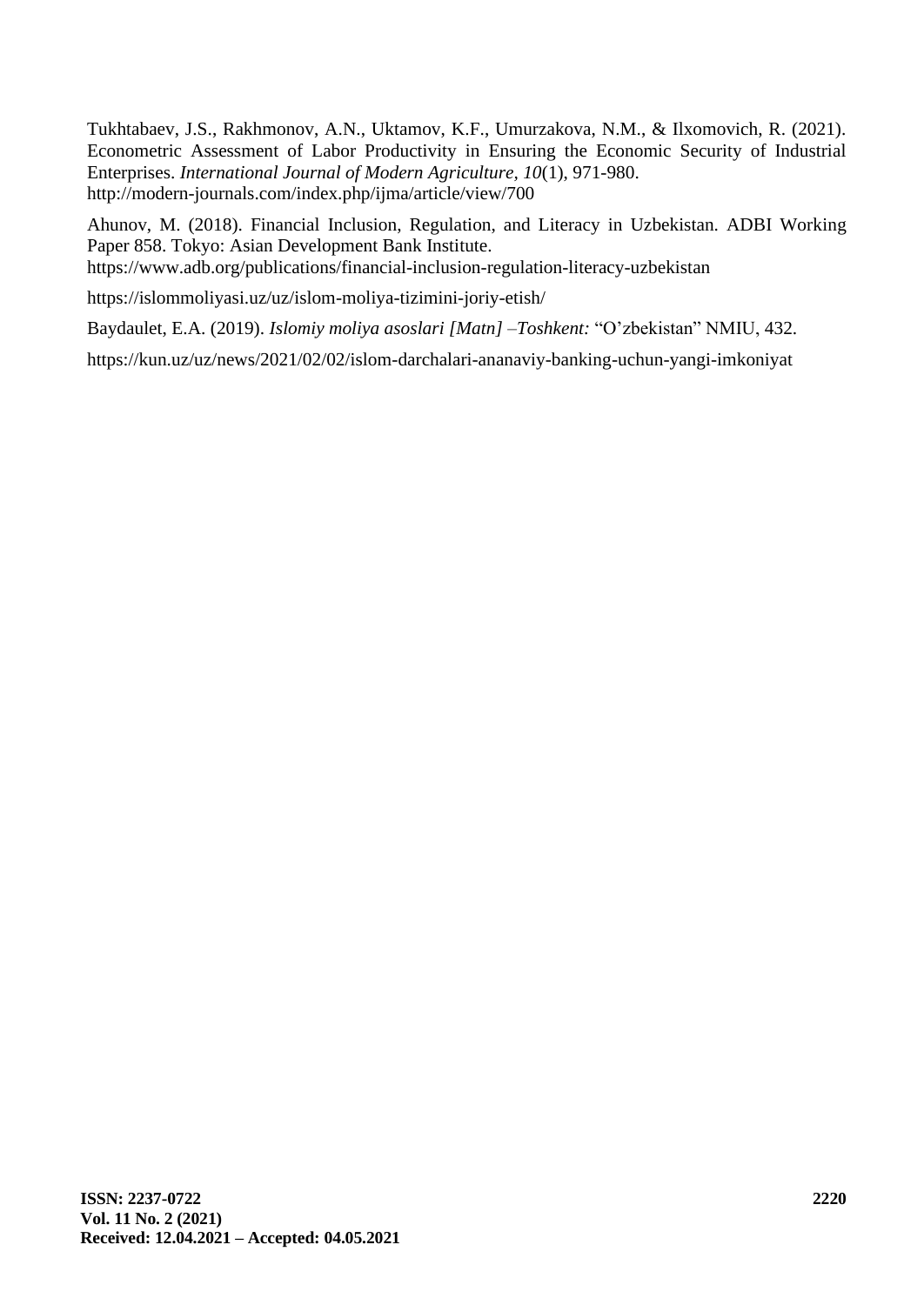Tukhtabaev, J.S., Rakhmonov, A.N., Uktamov, K.F., Umurzakova, N.M., & Ilxomovich, R. (2021). Econometric Assessment of Labor Productivity in Ensuring the Economic Security of Industrial Enterprises. *International Journal of Modern Agriculture, 10*(1), 971-980. http://modern-journals.com/index.php/ijma/article/view/700

Ahunov, M. (2018). Financial Inclusion, Regulation, and Literacy in Uzbekistan. ADBI Working Paper 858. Tokyo: Asian Development Bank Institute. https://www.adb.org/publications/financial-inclusion-regulation-literacy-uzbekistan

https://islommoliyasi.uz/uz/islom-moliya-tizimini-joriy-etish/

Baydaulet, E.A. (2019). *Islomiy moliya asoslari [Matn] –Toshkent:* "O'zbekistan" NMIU, 432.

https://kun.uz/uz/news/2021/02/02/islom-darchalari-ananaviy-banking-uchun-yangi-imkoniyat